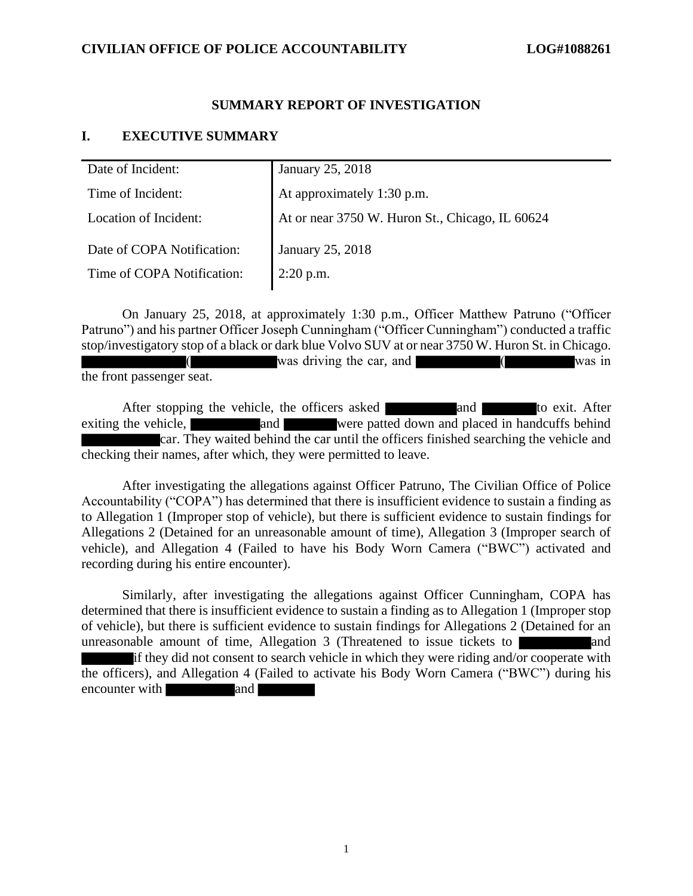## SUMMARY REPORT OF INVESTIGATION

## I. EXECUTIVE SUMMARY

| | |
|---|---|
| Date of Incident: | January 25, 2018 |
| Time of Incident: | At approximately 1:30 p.m. |
| Location of Incident: | At or near 3750 W. Huron St., Chicago, IL 60624 |
| Date of COPA Notification: | January 25, 2018 |
| Time of COPA Notification: | 2:20 p.m. |

On January 25, 2018, at approximately 1:30 p.m., Officer Matthew Patruno ("Officer Patruno") and his partner Officer Joseph Cunningham ("Officer Cunningham") conducted a traffic stop/investigatory stop of a black or dark blue Volvo SUV at or near 3750 W. Huron St. in Chicago. ████████ (██████ was driving the car, and ██████ (█████ was in the front passenger seat.

After stopping the vehicle, the officers asked █████ and ████ to exit. After exiting the vehicle, █████ and ████ were patted down and placed in handcuffs behind █████ car. They waited behind the car until the officers finished searching the vehicle and checking their names, after which, they were permitted to leave.

After investigating the allegations against Officer Patruno, The Civilian Office of Police Accountability ("COPA") has determined that there is insufficient evidence to sustain a finding as to Allegation 1 (Improper stop of vehicle), but there is sufficient evidence to sustain findings for Allegations 2 (Detained for an unreasonable amount of time), Allegation 3 (Improper search of vehicle), and Allegation 4 (Failed to have his Body Worn Camera ("BWC") activated and recording during his entire encounter).

Similarly, after investigating the allegations against Officer Cunningham, COPA has determined that there is insufficient evidence to sustain a finding as to Allegation 1 (Improper stop of vehicle), but there is sufficient evidence to sustain findings for Allegations 2 (Detained for an unreasonable amount of time, Allegation 3 (Threatened to issue tickets to █████ and ████ if they did not consent to search vehicle in which they were riding and/or cooperate with the officers), and Allegation 4 (Failed to activate his Body Worn Camera ("BWC") during his encounter with █████ and ████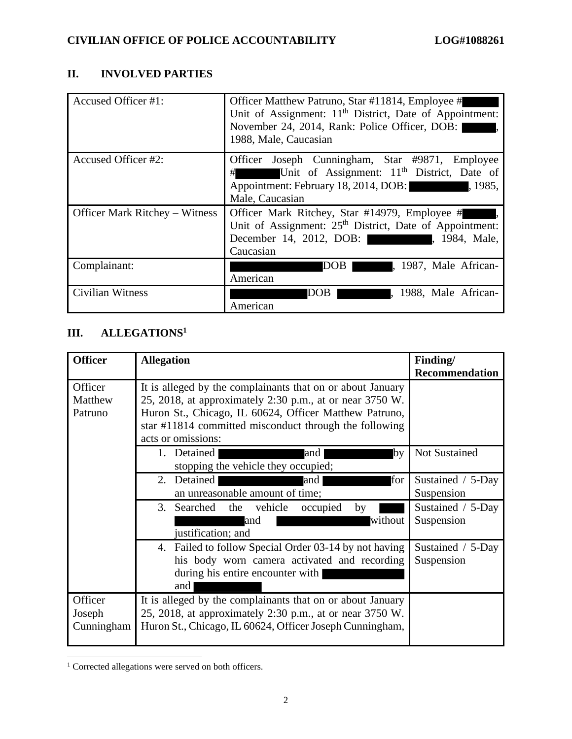## II. INVOLVED PARTIES

| | |
|---|---|
| Accused Officer #1: | Officer Matthew Patruno, Star #11814, Employee # Unit of Assignment: 11th District, Date of Appointment: November 24, 2014, Rank: Police Officer, DOB: , 1988, Male, Caucasian |
| Accused Officer #2: | Officer Joseph Cunningham, Star #9871, Employee # Unit of Assignment: 11th District, Date of Appointment: February 18, 2014, DOB: , 1985, Male, Caucasian |
| Officer Mark Ritchey – Witness | Officer Mark Ritchey, Star #14979, Employee # , Unit of Assignment: 25th District, Date of Appointment: December 14, 2012, DOB: , 1984, Male, Caucasian |
| Complainant: | DOB , 1987, Male African-American |
| Civilian Witness | DOB , 1988, Male African-American |

## III. ALLEGATIONS[1]

| Officer | Allegation | Finding/ Recommendation |
|---|---|---|
| Officer Matthew Patruno | It is alleged by the complainants that on or about January 25, 2018, at approximately 2:30 p.m., at or near 3750 W. Huron St., Chicago, IL 60624, Officer Matthew Patruno, star #11814 committed misconduct through the following acts or omissions: | |
| | 1. Detained and by stopping the vehicle they occupied; | Not Sustained |
| | 2. Detained and for an unreasonable amount of time; | Sustained / 5-Day Suspension |
| | 3. Searched the vehicle occupied by and without justification; and | Sustained / 5-Day Suspension |
| | 4. Failed to follow Special Order 03-14 by not having his body worn camera activated and recording during his entire encounter with and | Sustained / 5-Day Suspension |
| Officer Joseph Cunningham | It is alleged by the complainants that on or about January 25, 2018, at approximately 2:30 p.m., at or near 3750 W. Huron St., Chicago, IL 60624, Officer Joseph Cunningham, | |

[1] Corrected allegations were served on both officers.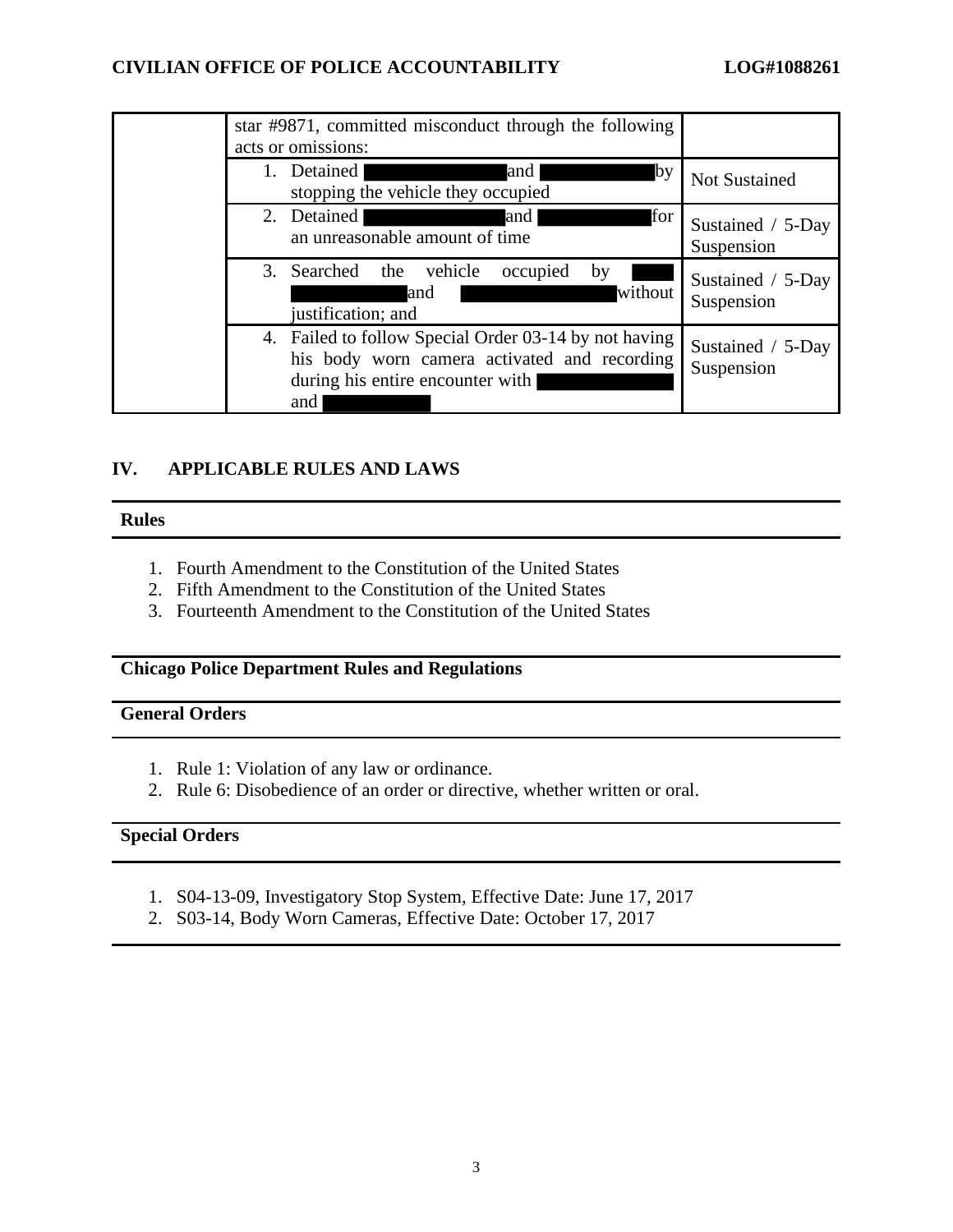| | star #9871, committed misconduct through the following acts or omissions: | |
|---|---|---|
| | 1. Detained [REDACTED] and [REDACTED] by stopping the vehicle they occupied | Not Sustained |
| | 2. Detained [REDACTED] and [REDACTED] for an unreasonable amount of time | Sustained / 5-Day Suspension |
| | 3. Searched the vehicle occupied by [REDACTED] and [REDACTED] without justification; and | Sustained / 5-Day Suspension |
| | 4. Failed to follow Special Order 03-14 by not having his body worn camera activated and recording during his entire encounter with [REDACTED] and [REDACTED] | Sustained / 5-Day Suspension |

## IV. APPLICABLE RULES AND LAWS

**Rules**

1. Fourth Amendment to the Constitution of the United States
2. Fifth Amendment to the Constitution of the United States
3. Fourteenth Amendment to the Constitution of the United States

**Chicago Police Department Rules and Regulations**

**General Orders**

1. Rule 1: Violation of any law or ordinance.
2. Rule 6: Disobedience of an order or directive, whether written or oral.

**Special Orders**

1. S04-13-09, Investigatory Stop System, Effective Date: June 17, 2017
2. S03-14, Body Worn Cameras, Effective Date: October 17, 2017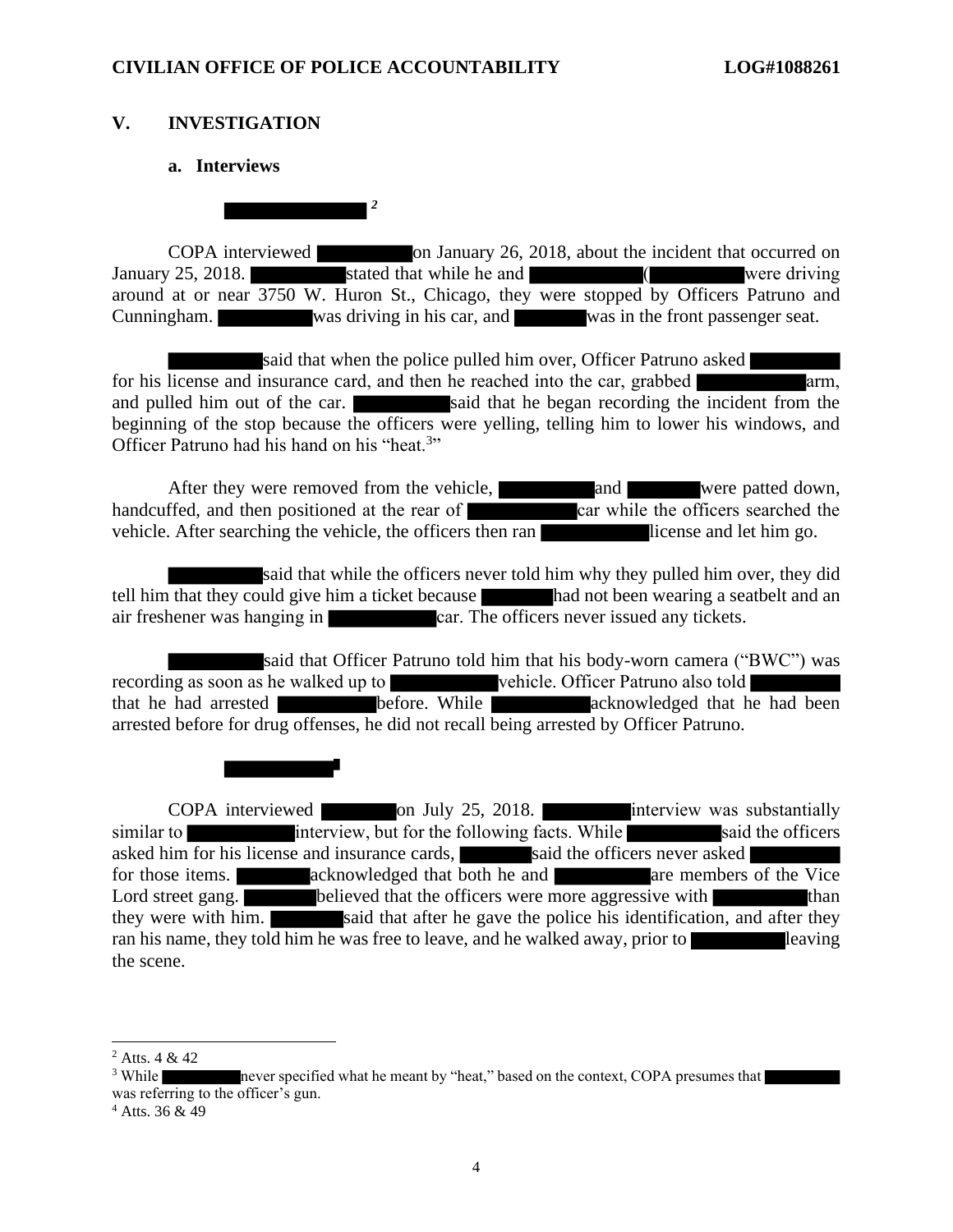## V. INVESTIGATION

### a. Interviews

[REDACTED][2]

COPA interviewed [REDACTED] on January 26, 2018, about the incident that occurred on January 25, 2018. [REDACTED] stated that while he and [REDACTED] ([REDACTED] were driving around at or near 3750 W. Huron St., Chicago, they were stopped by Officers Patruno and Cunningham. [REDACTED] was driving in his car, and [REDACTED] was in the front passenger seat.

[REDACTED] said that when the police pulled him over, Officer Patruno asked [REDACTED] for his license and insurance card, and then he reached into the car, grabbed [REDACTED] arm, and pulled him out of the car. [REDACTED] said that he began recording the incident from the beginning of the stop because the officers were yelling, telling him to lower his windows, and Officer Patruno had his hand on his "heat.[3]"

After they were removed from the vehicle, [REDACTED] and [REDACTED] were patted down, handcuffed, and then positioned at the rear of [REDACTED] car while the officers searched the vehicle. After searching the vehicle, the officers then ran [REDACTED] license and let him go.

[REDACTED] said that while the officers never told him why they pulled him over, they did tell him that they could give him a ticket because [REDACTED] had not been wearing a seatbelt and an air freshener was hanging in [REDACTED] car. The officers never issued any tickets.

[REDACTED] said that Officer Patruno told him that his body-worn camera ("BWC") was recording as soon as he walked up to [REDACTED] vehicle. Officer Patruno also told [REDACTED] that he had arrested [REDACTED] before. While [REDACTED] acknowledged that he had been arrested before for drug offenses, he did not recall being arrested by Officer Patruno.

[REDACTED][4]

COPA interviewed [REDACTED] on July 25, 2018. [REDACTED] interview was substantially similar to [REDACTED] interview, but for the following facts. While [REDACTED] said the officers asked him for his license and insurance cards, [REDACTED] said the officers never asked [REDACTED] for those items. [REDACTED] acknowledged that both he and [REDACTED] are members of the Vice Lord street gang. [REDACTED] believed that the officers were more aggressive with [REDACTED] than they were with him. [REDACTED] said that after he gave the police his identification, and after they ran his name, they told him he was free to leave, and he walked away, prior to [REDACTED] leaving the scene.

---

[2] Atts. 4 & 42

[3] While [REDACTED] never specified what he meant by "heat," based on the context, COPA presumes that [REDACTED] was referring to the officer's gun.

[4] Atts. 36 & 49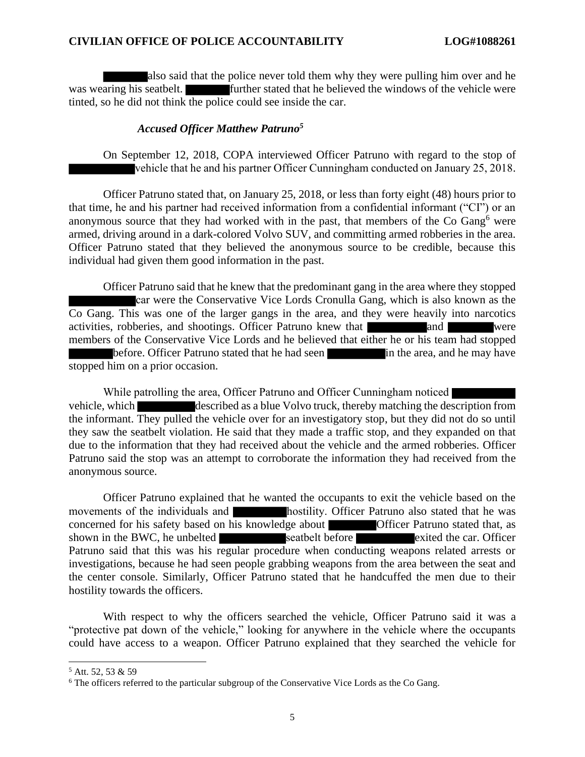[REDACTED] also said that the police never told them why they were pulling him over and he was wearing his seatbelt. [REDACTED] further stated that he believed the windows of the vehicle were tinted, so he did not think the police could see inside the car.

### *Accused Officer Matthew Patruno*[5]

On September 12, 2018, COPA interviewed Officer Patruno with regard to the stop of [REDACTED] vehicle that he and his partner Officer Cunningham conducted on January 25, 2018.

Officer Patruno stated that, on January 25, 2018, or less than forty eight (48) hours prior to that time, he and his partner had received information from a confidential informant ("CI") or an anonymous source that they had worked with in the past, that members of the Co Gang[6] were armed, driving around in a dark-colored Volvo SUV, and committing armed robberies in the area. Officer Patruno stated that they believed the anonymous source to be credible, because this individual had given them good information in the past.

Officer Patruno said that he knew that the predominant gang in the area where they stopped [REDACTED] car were the Conservative Vice Lords Cronulla Gang, which is also known as the Co Gang. This was one of the larger gangs in the area, and they were heavily into narcotics activities, robberies, and shootings. Officer Patruno knew that [REDACTED] and [REDACTED] were members of the Conservative Vice Lords and he believed that either he or his team had stopped [REDACTED] before. Officer Patruno stated that he had seen [REDACTED] in the area, and he may have stopped him on a prior occasion.

While patrolling the area, Officer Patruno and Officer Cunningham noticed [REDACTED] vehicle, which [REDACTED] described as a blue Volvo truck, thereby matching the description from the informant. They pulled the vehicle over for an investigatory stop, but they did not do so until they saw the seatbelt violation. He said that they made a traffic stop, and they expanded on that due to the information that they had received about the vehicle and the armed robberies. Officer Patruno said the stop was an attempt to corroborate the information they had received from the anonymous source.

Officer Patruno explained that he wanted the occupants to exit the vehicle based on the movements of the individuals and [REDACTED] hostility. Officer Patruno also stated that he was concerned for his safety based on his knowledge about [REDACTED] Officer Patruno stated that, as shown in the BWC, he unbelted [REDACTED] seatbelt before [REDACTED] exited the car. Officer Patruno said that this was his regular procedure when conducting weapons related arrests or investigations, because he had seen people grabbing weapons from the area between the seat and the center console. Similarly, Officer Patruno stated that he handcuffed the men due to their hostility towards the officers.

With respect to why the officers searched the vehicle, Officer Patruno said it was a "protective pat down of the vehicle," looking for anywhere in the vehicle where the occupants could have access to a weapon. Officer Patruno explained that they searched the vehicle for

---

[5] Att. 52, 53 & 59

[6] The officers referred to the particular subgroup of the Conservative Vice Lords as the Co Gang.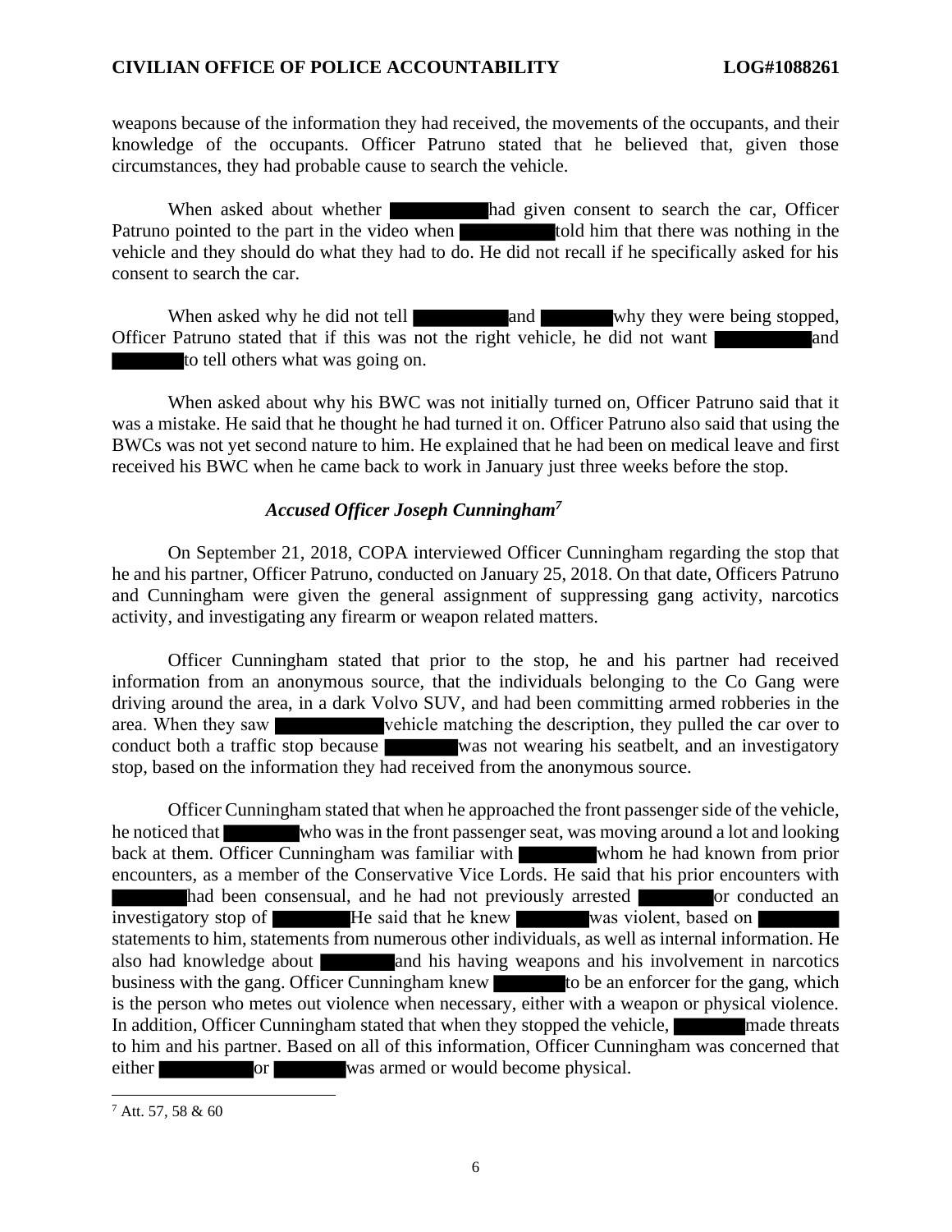weapons because of the information they had received, the movements of the occupants, and their knowledge of the occupants. Officer Patruno stated that he believed that, given those circumstances, they had probable cause to search the vehicle.

When asked about whether ██████ had given consent to search the car, Officer Patruno pointed to the part in the video when ██████ told him that there was nothing in the vehicle and they should do what they had to do. He did not recall if he specifically asked for his consent to search the car.

When asked why he did not tell ██████ and ██████ why they were being stopped, Officer Patruno stated that if this was not the right vehicle, he did not want ██████ and ██████ to tell others what was going on.

When asked about why his BWC was not initially turned on, Officer Patruno said that it was a mistake. He said that he thought he had turned it on. Officer Patruno also said that using the BWCs was not yet second nature to him. He explained that he had been on medical leave and first received his BWC when he came back to work in January just three weeks before the stop.

### *Accused Officer Joseph Cunningham*[7]

On September 21, 2018, COPA interviewed Officer Cunningham regarding the stop that he and his partner, Officer Patruno, conducted on January 25, 2018. On that date, Officers Patruno and Cunningham were given the general assignment of suppressing gang activity, narcotics activity, and investigating any firearm or weapon related matters.

Officer Cunningham stated that prior to the stop, he and his partner had received information from an anonymous source, that the individuals belonging to the Co Gang were driving around the area, in a dark Volvo SUV, and had been committing armed robberies in the area. When they saw ██████ vehicle matching the description, they pulled the car over to conduct both a traffic stop because ██████ was not wearing his seatbelt, and an investigatory stop, based on the information they had received from the anonymous source.

Officer Cunningham stated that when he approached the front passenger side of the vehicle, he noticed that ██████ who was in the front passenger seat, was moving around a lot and looking back at them. Officer Cunningham was familiar with ██████ whom he had known from prior encounters, as a member of the Conservative Vice Lords. He said that his prior encounters with ██████ had been consensual, and he had not previously arrested ██████ or conducted an investigatory stop of ██████ He said that he knew ██████ was violent, based on ██████ statements to him, statements from numerous other individuals, as well as internal information. He also had knowledge about ██████ and his having weapons and his involvement in narcotics business with the gang. Officer Cunningham knew ██████ to be an enforcer for the gang, which is the person who metes out violence when necessary, either with a weapon or physical violence. In addition, Officer Cunningham stated that when they stopped the vehicle, ██████ made threats to him and his partner. Based on all of this information, Officer Cunningham was concerned that either ██████ or ██████ was armed or would become physical.

[7] Att. 57, 58 & 60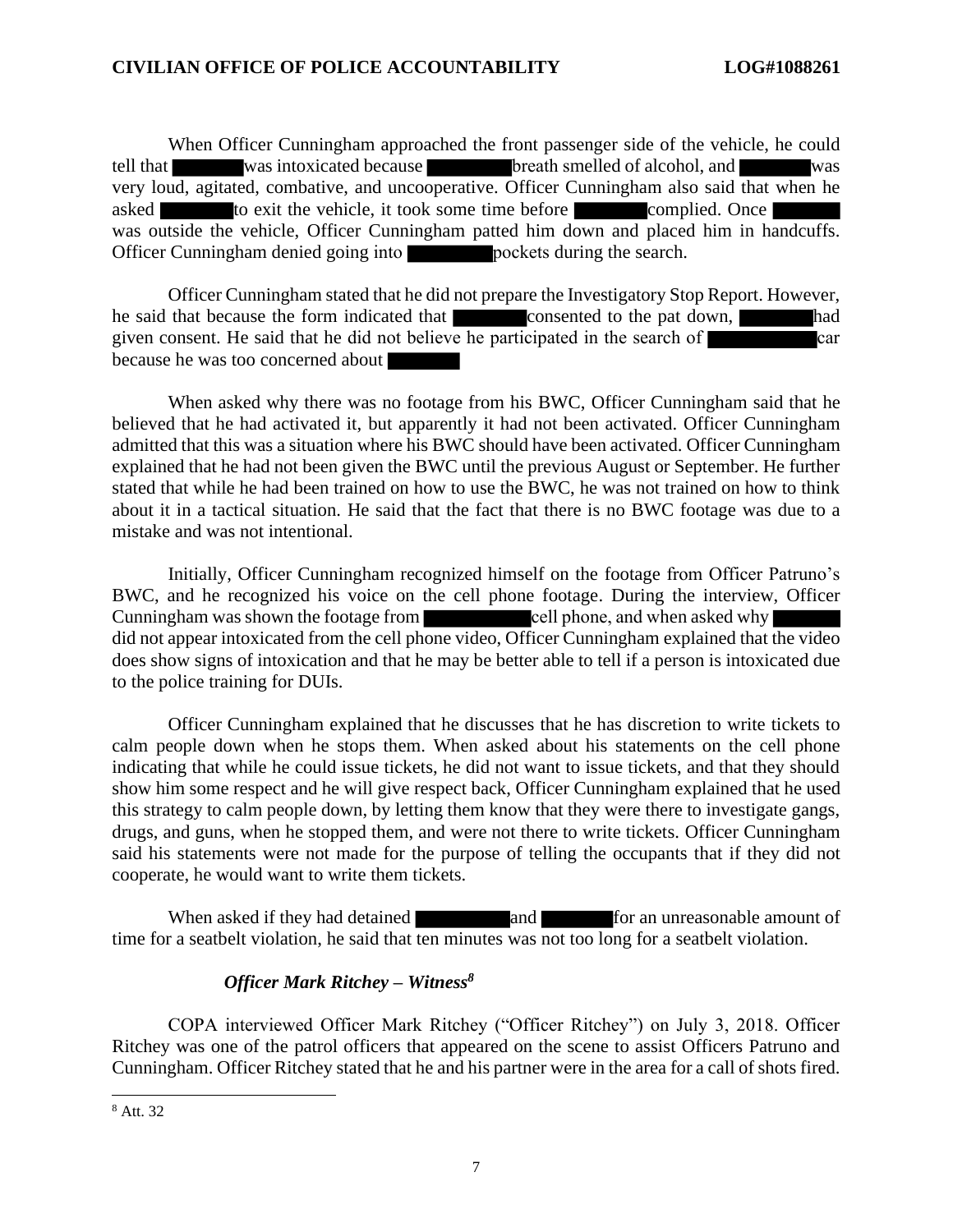When Officer Cunningham approached the front passenger side of the vehicle, he could tell that ████ was intoxicated because ████ breath smelled of alcohol, and ████ was very loud, agitated, combative, and uncooperative. Officer Cunningham also said that when he asked ████ to exit the vehicle, it took some time before ████ complied. Once ████ was outside the vehicle, Officer Cunningham patted him down and placed him in handcuffs. Officer Cunningham denied going into ████ pockets during the search.

Officer Cunningham stated that he did not prepare the Investigatory Stop Report. However, he said that because the form indicated that ████ consented to the pat down, ████ had given consent. He said that he did not believe he participated in the search of ████ car because he was too concerned about ████

When asked why there was no footage from his BWC, Officer Cunningham said that he believed that he had activated it, but apparently it had not been activated. Officer Cunningham admitted that this was a situation where his BWC should have been activated. Officer Cunningham explained that he had not been given the BWC until the previous August or September. He further stated that while he had been trained on how to use the BWC, he was not trained on how to think about it in a tactical situation. He said that the fact that there is no BWC footage was due to a mistake and was not intentional.

Initially, Officer Cunningham recognized himself on the footage from Officer Patruno's BWC, and he recognized his voice on the cell phone footage. During the interview, Officer Cunningham was shown the footage from ████ cell phone, and when asked why ████ did not appear intoxicated from the cell phone video, Officer Cunningham explained that the video does show signs of intoxication and that he may be better able to tell if a person is intoxicated due to the police training for DUIs.

Officer Cunningham explained that he discusses that he has discretion to write tickets to calm people down when he stops them. When asked about his statements on the cell phone indicating that while he could issue tickets, he did not want to issue tickets, and that they should show him some respect and he will give respect back, Officer Cunningham explained that he used this strategy to calm people down, by letting them know that they were there to investigate gangs, drugs, and guns, when he stopped them, and were not there to write tickets. Officer Cunningham said his statements were not made for the purpose of telling the occupants that if they did not cooperate, he would want to write them tickets.

When asked if they had detained ████ and ████ for an unreasonable amount of time for a seatbelt violation, he said that ten minutes was not too long for a seatbelt violation.

### *Officer Mark Ritchey – Witness*[8]

COPA interviewed Officer Mark Ritchey ("Officer Ritchey") on July 3, 2018. Officer Ritchey was one of the patrol officers that appeared on the scene to assist Officers Patruno and Cunningham. Officer Ritchey stated that he and his partner were in the area for a call of shots fired.

---

[8] Att. 32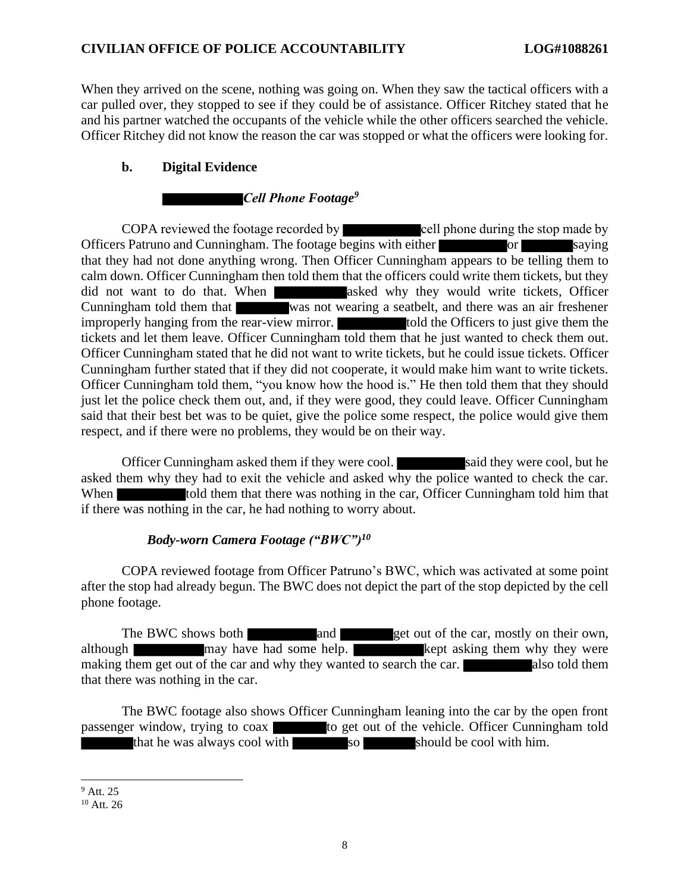When they arrived on the scene, nothing was going on. When they saw the tactical officers with a car pulled over, they stopped to see if they could be of assistance. Officer Ritchey stated that he and his partner watched the occupants of the vehicle while the other officers searched the vehicle. Officer Ritchey did not know the reason the car was stopped or what the officers were looking for.

### b. Digital Evidence

#### ██████ *Cell Phone Footage*[9]

COPA reviewed the footage recorded by ██████ cell phone during the stop made by Officers Patruno and Cunningham. The footage begins with either ██████ or ██████ saying that they had not done anything wrong. Then Officer Cunningham appears to be telling them to calm down. Officer Cunningham then told them that the officers could write them tickets, but they did not want to do that. When ██████ asked why they would write tickets, Officer Cunningham told them that ██████ was not wearing a seatbelt, and there was an air freshener improperly hanging from the rear-view mirror. ██████ told the Officers to just give them the tickets and let them leave. Officer Cunningham told them that he just wanted to check them out. Officer Cunningham stated that he did not want to write tickets, but he could issue tickets. Officer Cunningham further stated that if they did not cooperate, it would make him want to write tickets. Officer Cunningham told them, "you know how the hood is." He then told them that they should just let the police check them out, and, if they were good, they could leave. Officer Cunningham said that their best bet was to be quiet, give the police some respect, the police would give them respect, and if there were no problems, they would be on their way.

Officer Cunningham asked them if they were cool. ██████ said they were cool, but he asked them why they had to exit the vehicle and asked why the police wanted to check the car. When ██████ told them that there was nothing in the car, Officer Cunningham told him that if there was nothing in the car, he had nothing to worry about.

#### *Body-worn Camera Footage ("BWC")*[10]

COPA reviewed footage from Officer Patruno's BWC, which was activated at some point after the stop had already begun. The BWC does not depict the part of the stop depicted by the cell phone footage.

The BWC shows both ██████ and ██████ get out of the car, mostly on their own, although ██████ may have had some help. ██████ kept asking them why they were making them get out of the car and why they wanted to search the car. ██████ also told them that there was nothing in the car.

The BWC footage also shows Officer Cunningham leaning into the car by the open front passenger window, trying to coax ██████ to get out of the vehicle. Officer Cunningham told ██████ that he was always cool with ██████ so ██████ should be cool with him.

---

[9] Att. 25

[10] Att. 26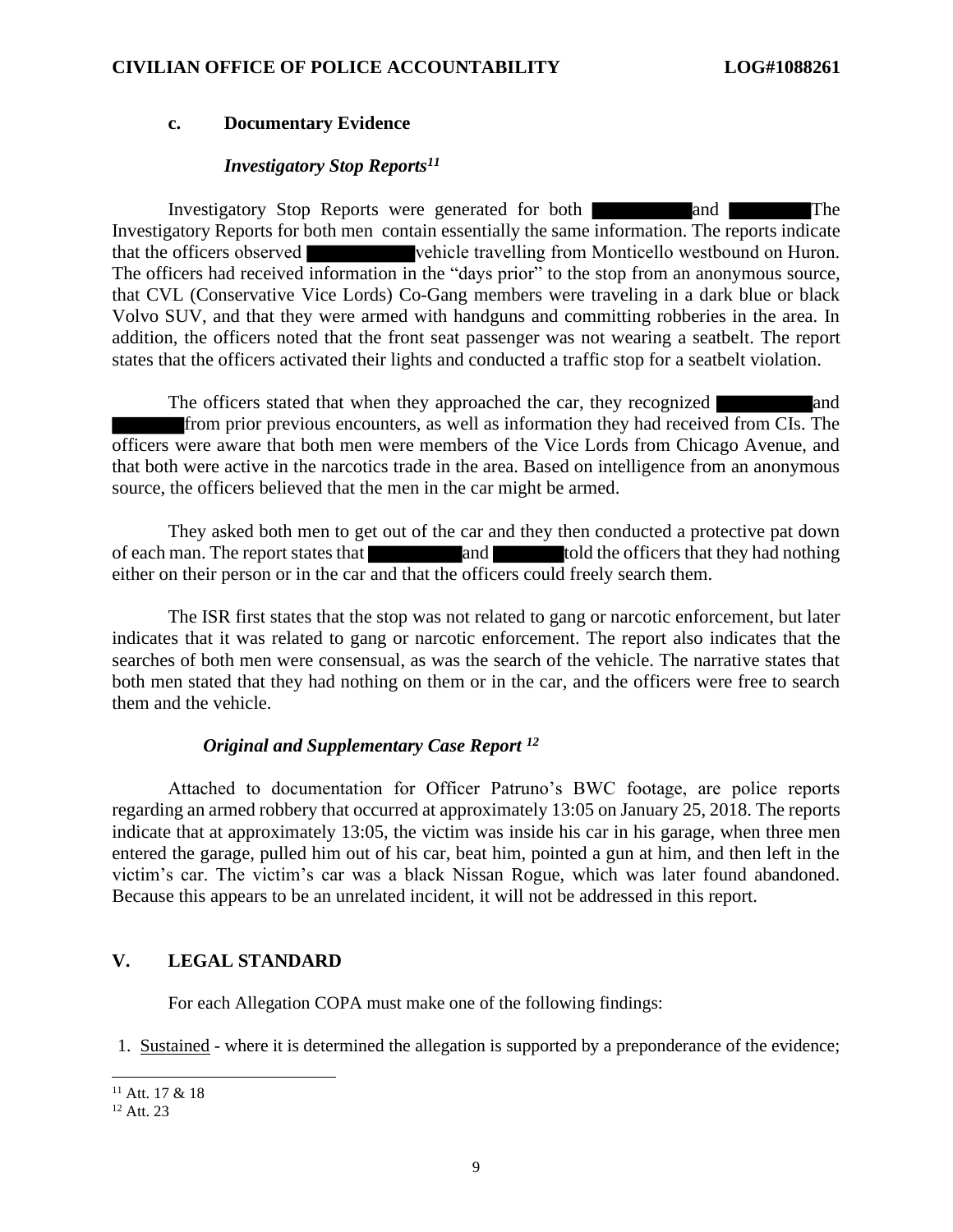### c. Documentary Evidence

#### *Investigatory Stop Reports*[11]

Investigatory Stop Reports were generated for both ██████ and ██████ The Investigatory Reports for both men contain essentially the same information. The reports indicate that the officers observed ██████ vehicle travelling from Monticello westbound on Huron. The officers had received information in the "days prior" to the stop from an anonymous source, that CVL (Conservative Vice Lords) Co-Gang members were traveling in a dark blue or black Volvo SUV, and that they were armed with handguns and committing robberies in the area. In addition, the officers noted that the front seat passenger was not wearing a seatbelt. The report states that the officers activated their lights and conducted a traffic stop for a seatbelt violation.

The officers stated that when they approached the car, they recognized ██████ and ██████ from prior previous encounters, as well as information they had received from CIs. The officers were aware that both men were members of the Vice Lords from Chicago Avenue, and that both were active in the narcotics trade in the area. Based on intelligence from an anonymous source, the officers believed that the men in the car might be armed.

They asked both men to get out of the car and they then conducted a protective pat down of each man. The report states that ██████ and ██████ told the officers that they had nothing either on their person or in the car and that the officers could freely search them.

The ISR first states that the stop was not related to gang or narcotic enforcement, but later indicates that it was related to gang or narcotic enforcement. The report also indicates that the searches of both men were consensual, as was the search of the vehicle. The narrative states that both men stated that they had nothing on them or in the car, and the officers were free to search them and the vehicle.

#### *Original and Supplementary Case Report*[12]

Attached to documentation for Officer Patruno's BWC footage, are police reports regarding an armed robbery that occurred at approximately 13:05 on January 25, 2018. The reports indicate that at approximately 13:05, the victim was inside his car in his garage, when three men entered the garage, pulled him out of his car, beat him, pointed a gun at him, and then left in the victim's car. The victim's car was a black Nissan Rogue, which was later found abandoned. Because this appears to be an unrelated incident, it will not be addressed in this report.

## V. LEGAL STANDARD

For each Allegation COPA must make one of the following findings:

1. Sustained - where it is determined the allegation is supported by a preponderance of the evidence;

---

[11] Att. 17 & 18

[12] Att. 23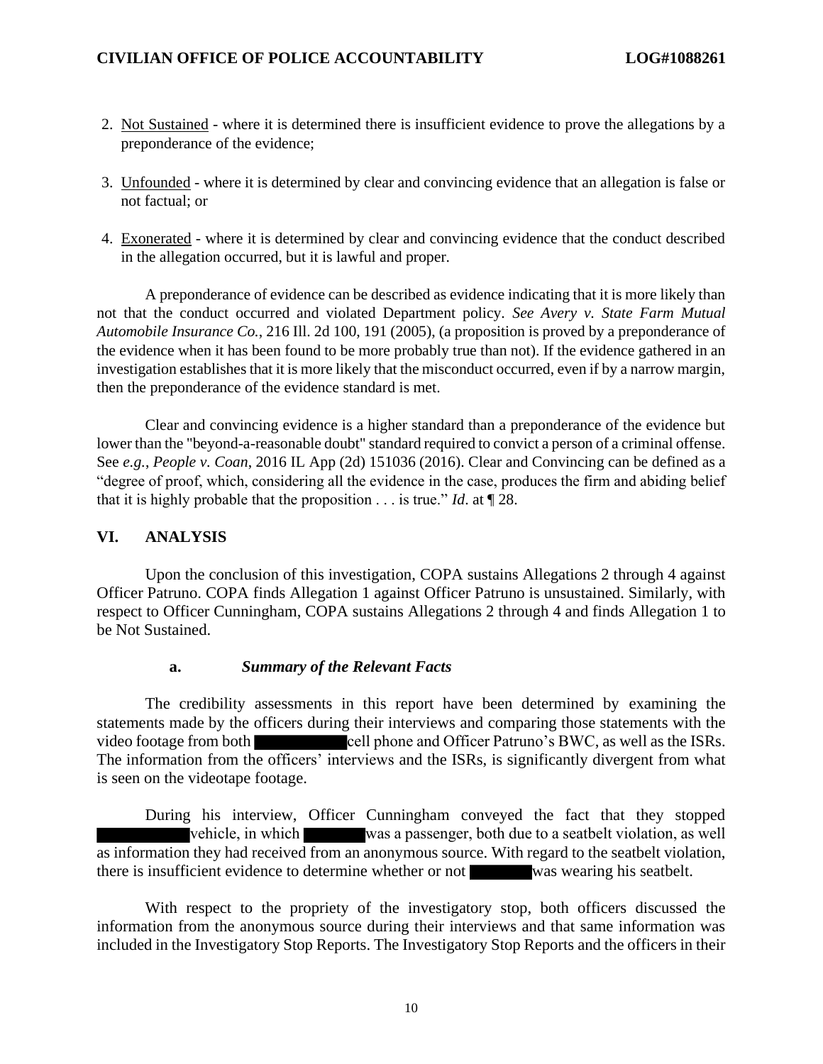2. Not Sustained - where it is determined there is insufficient evidence to prove the allegations by a preponderance of the evidence;

3. Unfounded - where it is determined by clear and convincing evidence that an allegation is false or not factual; or

4. Exonerated - where it is determined by clear and convincing evidence that the conduct described in the allegation occurred, but it is lawful and proper.

A preponderance of evidence can be described as evidence indicating that it is more likely than not that the conduct occurred and violated Department policy. *See Avery v. State Farm Mutual Automobile Insurance Co.*, 216 Ill. 2d 100, 191 (2005), (a proposition is proved by a preponderance of the evidence when it has been found to be more probably true than not). If the evidence gathered in an investigation establishes that it is more likely that the misconduct occurred, even if by a narrow margin, then the preponderance of the evidence standard is met.

Clear and convincing evidence is a higher standard than a preponderance of the evidence but lower than the "beyond-a-reasonable doubt" standard required to convict a person of a criminal offense. See *e.g.*, *People v. Coan*, 2016 IL App (2d) 151036 (2016). Clear and Convincing can be defined as a "degree of proof, which, considering all the evidence in the case, produces the firm and abiding belief that it is highly probable that the proposition . . . is true." *Id*. at ¶ 28.

## VI. ANALYSIS

Upon the conclusion of this investigation, COPA sustains Allegations 2 through 4 against Officer Patruno. COPA finds Allegation 1 against Officer Patruno is unsustained. Similarly, with respect to Officer Cunningham, COPA sustains Allegations 2 through 4 and finds Allegation 1 to be Not Sustained.

### a. *Summary of the Relevant Facts*

The credibility assessments in this report have been determined by examining the statements made by the officers during their interviews and comparing those statements with the video footage from both ██████████ cell phone and Officer Patruno's BWC, as well as the ISRs. The information from the officers' interviews and the ISRs, is significantly divergent from what is seen on the videotape footage.

During his interview, Officer Cunningham conveyed the fact that they stopped ██████████ vehicle, in which ████████ was a passenger, both due to a seatbelt violation, as well as information they had received from an anonymous source. With regard to the seatbelt violation, there is insufficient evidence to determine whether or not ████████ was wearing his seatbelt.

With respect to the propriety of the investigatory stop, both officers discussed the information from the anonymous source during their interviews and that same information was included in the Investigatory Stop Reports. The Investigatory Stop Reports and the officers in their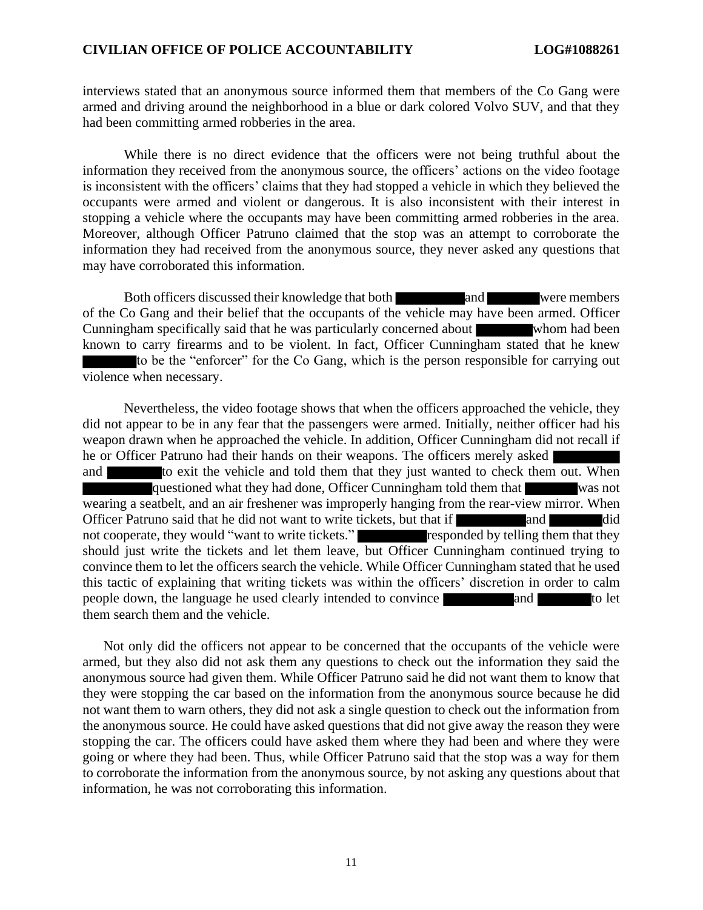interviews stated that an anonymous source informed them that members of the Co Gang were armed and driving around the neighborhood in a blue or dark colored Volvo SUV, and that they had been committing armed robberies in the area.

While there is no direct evidence that the officers were not being truthful about the information they received from the anonymous source, the officers' actions on the video footage is inconsistent with the officers' claims that they had stopped a vehicle in which they believed the occupants were armed and violent or dangerous. It is also inconsistent with their interest in stopping a vehicle where the occupants may have been committing armed robberies in the area. Moreover, although Officer Patruno claimed that the stop was an attempt to corroborate the information they had received from the anonymous source, they never asked any questions that may have corroborated this information.

Both officers discussed their knowledge that both ██████ and █████ were members of the Co Gang and their belief that the occupants of the vehicle may have been armed. Officer Cunningham specifically said that he was particularly concerned about █████ whom had been known to carry firearms and to be violent. In fact, Officer Cunningham stated that he knew █████ to be the "enforcer" for the Co Gang, which is the person responsible for carrying out violence when necessary.

Nevertheless, the video footage shows that when the officers approached the vehicle, they did not appear to be in any fear that the passengers were armed. Initially, neither officer had his weapon drawn when he approached the vehicle. In addition, Officer Cunningham did not recall if he or Officer Patruno had their hands on their weapons. The officers merely asked ██████ and █████ to exit the vehicle and told them that they just wanted to check them out. When ██████ questioned what they had done, Officer Cunningham told them that █████ was not wearing a seatbelt, and an air freshener was improperly hanging from the rear-view mirror. When Officer Patruno said that he did not want to write tickets, but that if ██████ and █████ did not cooperate, they would "want to write tickets." ██████ responded by telling them that they should just write the tickets and let them leave, but Officer Cunningham continued trying to convince them to let the officers search the vehicle. While Officer Cunningham stated that he used this tactic of explaining that writing tickets was within the officers' discretion in order to calm people down, the language he used clearly intended to convince ██████ and █████ to let them search them and the vehicle.

Not only did the officers not appear to be concerned that the occupants of the vehicle were armed, but they also did not ask them any questions to check out the information they said the anonymous source had given them. While Officer Patruno said he did not want them to know that they were stopping the car based on the information from the anonymous source because he did not want them to warn others, they did not ask a single question to check out the information from the anonymous source. He could have asked questions that did not give away the reason they were stopping the car. The officers could have asked them where they had been and where they were going or where they had been. Thus, while Officer Patruno said that the stop was a way for them to corroborate the information from the anonymous source, by not asking any questions about that information, he was not corroborating this information.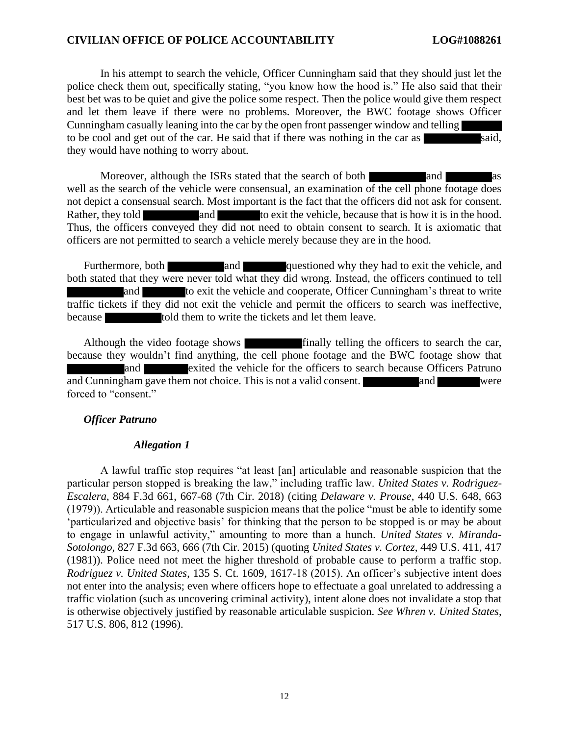In his attempt to search the vehicle, Officer Cunningham said that they should just let the police check them out, specifically stating, "you know how the hood is." He also said that their best bet was to be quiet and give the police some respect. Then the police would give them respect and let them leave if there were no problems. Moreover, the BWC footage shows Officer Cunningham casually leaning into the car by the open front passenger window and telling ████ to be cool and get out of the car. He said that if there was nothing in the car as ████ said, they would have nothing to worry about.

Moreover, although the ISRs stated that the search of both ████ and ████ as well as the search of the vehicle were consensual, an examination of the cell phone footage does not depict a consensual search. Most important is the fact that the officers did not ask for consent. Rather, they told ████ and ████ to exit the vehicle, because that is how it is in the hood. Thus, the officers conveyed they did not need to obtain consent to search. It is axiomatic that officers are not permitted to search a vehicle merely because they are in the hood.

Furthermore, both ████ and ████ questioned why they had to exit the vehicle, and both stated that they were never told what they did wrong. Instead, the officers continued to tell ████ and ████ to exit the vehicle and cooperate, Officer Cunningham's threat to write traffic tickets if they did not exit the vehicle and permit the officers to search was ineffective, because ████ told them to write the tickets and let them leave.

Although the video footage shows ████ finally telling the officers to search the car, because they wouldn't find anything, the cell phone footage and the BWC footage show that ████ and ████ exited the vehicle for the officers to search because Officers Patruno and Cunningham gave them not choice. This is not a valid consent. ████ and ████ were forced to "consent."

***Officer Patruno***

***Allegation 1***

A lawful traffic stop requires "at least [an] articulable and reasonable suspicion that the particular person stopped is breaking the law," including traffic law. *United States v. Rodriguez-Escalera*, 884 F.3d 661, 667-68 (7th Cir. 2018) (citing *Delaware v. Prouse*, 440 U.S. 648, 663 (1979)). Articulable and reasonable suspicion means that the police "must be able to identify some 'particularized and objective basis' for thinking that the person to be stopped is or may be about to engage in unlawful activity," amounting to more than a hunch. *United States v. Miranda-Sotolongo*, 827 F.3d 663, 666 (7th Cir. 2015) (quoting *United States v. Cortez*, 449 U.S. 411, 417 (1981)). Police need not meet the higher threshold of probable cause to perform a traffic stop. *Rodriguez v. United States*, 135 S. Ct. 1609, 1617-18 (2015). An officer's subjective intent does not enter into the analysis; even where officers hope to effectuate a goal unrelated to addressing a traffic violation (such as uncovering criminal activity), intent alone does not invalidate a stop that is otherwise objectively justified by reasonable articulable suspicion. *See Whren v. United States*, 517 U.S. 806, 812 (1996).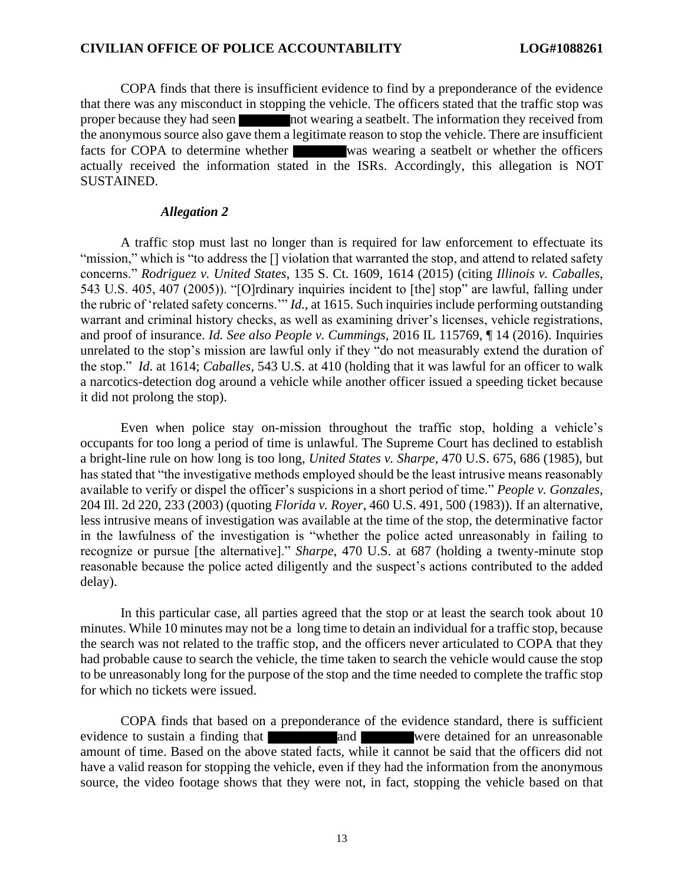COPA finds that there is insufficient evidence to find by a preponderance of the evidence that there was any misconduct in stopping the vehicle. The officers stated that the traffic stop was proper because they had seen ██████ not wearing a seatbelt. The information they received from the anonymous source also gave them a legitimate reason to stop the vehicle. There are insufficient facts for COPA to determine whether ██████ was wearing a seatbelt or whether the officers actually received the information stated in the ISRs. Accordingly, this allegation is NOT SUSTAINED.

### *Allegation 2*

A traffic stop must last no longer than is required for law enforcement to effectuate its "mission," which is "to address the [] violation that warranted the stop, and attend to related safety concerns." *Rodriguez v. United States*, 135 S. Ct. 1609, 1614 (2015) (citing *Illinois v. Caballes*, 543 U.S. 405, 407 (2005)). "[O]rdinary inquiries incident to [the] stop" are lawful, falling under the rubric of 'related safety concerns.'" *Id.*, at 1615. Such inquiries include performing outstanding warrant and criminal history checks, as well as examining driver's licenses, vehicle registrations, and proof of insurance. *Id. See also People v. Cummings*, 2016 IL 115769, ¶ 14 (2016). Inquiries unrelated to the stop's mission are lawful only if they "do not measurably extend the duration of the stop." *Id*. at 1614; *Caballes*, 543 U.S. at 410 (holding that it was lawful for an officer to walk a narcotics-detection dog around a vehicle while another officer issued a speeding ticket because it did not prolong the stop).

Even when police stay on-mission throughout the traffic stop, holding a vehicle's occupants for too long a period of time is unlawful. The Supreme Court has declined to establish a bright-line rule on how long is too long, *United States v. Sharpe*, 470 U.S. 675, 686 (1985), but has stated that "the investigative methods employed should be the least intrusive means reasonably available to verify or dispel the officer's suspicions in a short period of time." *People v. Gonzales*, 204 Ill. 2d 220, 233 (2003) (quoting *Florida v. Royer*, 460 U.S. 491, 500 (1983)). If an alternative, less intrusive means of investigation was available at the time of the stop, the determinative factor in the lawfulness of the investigation is "whether the police acted unreasonably in failing to recognize or pursue [the alternative]." *Sharpe*, 470 U.S. at 687 (holding a twenty-minute stop reasonable because the police acted diligently and the suspect's actions contributed to the added delay).

In this particular case, all parties agreed that the stop or at least the search took about 10 minutes. While 10 minutes may not be a long time to detain an individual for a traffic stop, because the search was not related to the traffic stop, and the officers never articulated to COPA that they had probable cause to search the vehicle, the time taken to search the vehicle would cause the stop to be unreasonably long for the purpose of the stop and the time needed to complete the traffic stop for which no tickets were issued.

COPA finds that based on a preponderance of the evidence standard, there is sufficient evidence to sustain a finding that ████████ and ██████ were detained for an unreasonable amount of time. Based on the above stated facts, while it cannot be said that the officers did not have a valid reason for stopping the vehicle, even if they had the information from the anonymous source, the video footage shows that they were not, in fact, stopping the vehicle based on that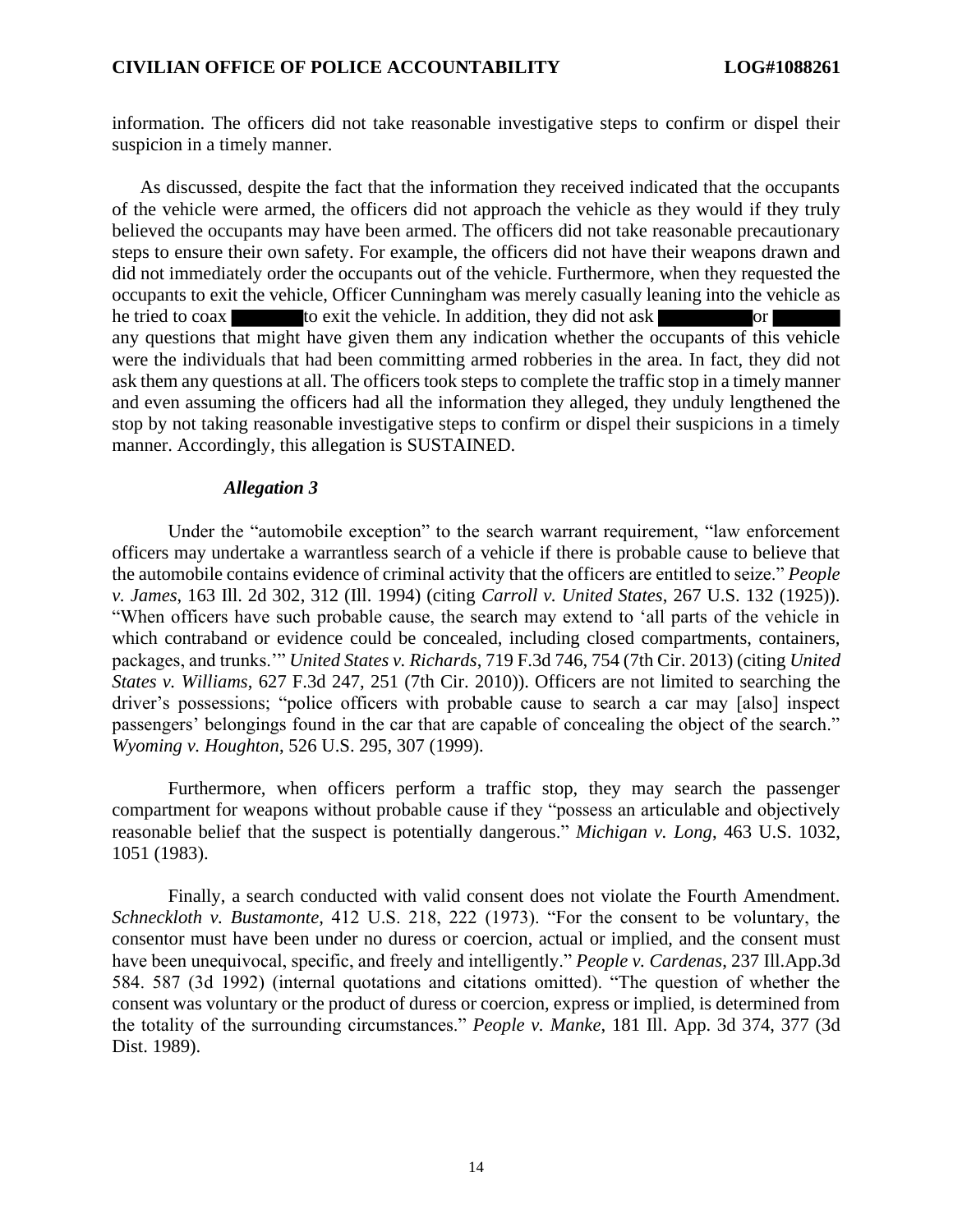information. The officers did not take reasonable investigative steps to confirm or dispel their suspicion in a timely manner.

As discussed, despite the fact that the information they received indicated that the occupants of the vehicle were armed, the officers did not approach the vehicle as they would if they truly believed the occupants may have been armed. The officers did not take reasonable precautionary steps to ensure their own safety. For example, the officers did not have their weapons drawn and did not immediately order the occupants out of the vehicle. Furthermore, when they requested the occupants to exit the vehicle, Officer Cunningham was merely casually leaning into the vehicle as he tried to coax ██████ to exit the vehicle. In addition, they did not ask ████████ or █████ any questions that might have given them any indication whether the occupants of this vehicle were the individuals that had been committing armed robberies in the area. In fact, they did not ask them any questions at all. The officers took steps to complete the traffic stop in a timely manner and even assuming the officers had all the information they alleged, they unduly lengthened the stop by not taking reasonable investigative steps to confirm or dispel their suspicions in a timely manner. Accordingly, this allegation is SUSTAINED.

***Allegation 3***

Under the "automobile exception" to the search warrant requirement, "law enforcement officers may undertake a warrantless search of a vehicle if there is probable cause to believe that the automobile contains evidence of criminal activity that the officers are entitled to seize." *People v. James*, 163 Ill. 2d 302, 312 (Ill. 1994) (citing *Carroll v. United States*, 267 U.S. 132 (1925)). "When officers have such probable cause, the search may extend to 'all parts of the vehicle in which contraband or evidence could be concealed, including closed compartments, containers, packages, and trunks.'" *United States v. Richards*, 719 F.3d 746, 754 (7th Cir. 2013) (citing *United States v. Williams*, 627 F.3d 247, 251 (7th Cir. 2010)). Officers are not limited to searching the driver's possessions; "police officers with probable cause to search a car may [also] inspect passengers' belongings found in the car that are capable of concealing the object of the search." *Wyoming v. Houghton*, 526 U.S. 295, 307 (1999).

Furthermore, when officers perform a traffic stop, they may search the passenger compartment for weapons without probable cause if they "possess an articulable and objectively reasonable belief that the suspect is potentially dangerous." *Michigan v. Long*, 463 U.S. 1032, 1051 (1983).

Finally, a search conducted with valid consent does not violate the Fourth Amendment. *Schneckloth v. Bustamonte*, 412 U.S. 218, 222 (1973). "For the consent to be voluntary, the consentor must have been under no duress or coercion, actual or implied, and the consent must have been unequivocal, specific, and freely and intelligently." *People v. Cardenas*, 237 Ill.App.3d 584. 587 (3d 1992) (internal quotations and citations omitted). "The question of whether the consent was voluntary or the product of duress or coercion, express or implied, is determined from the totality of the surrounding circumstances." *People v. Manke*, 181 Ill. App. 3d 374, 377 (3d Dist. 1989).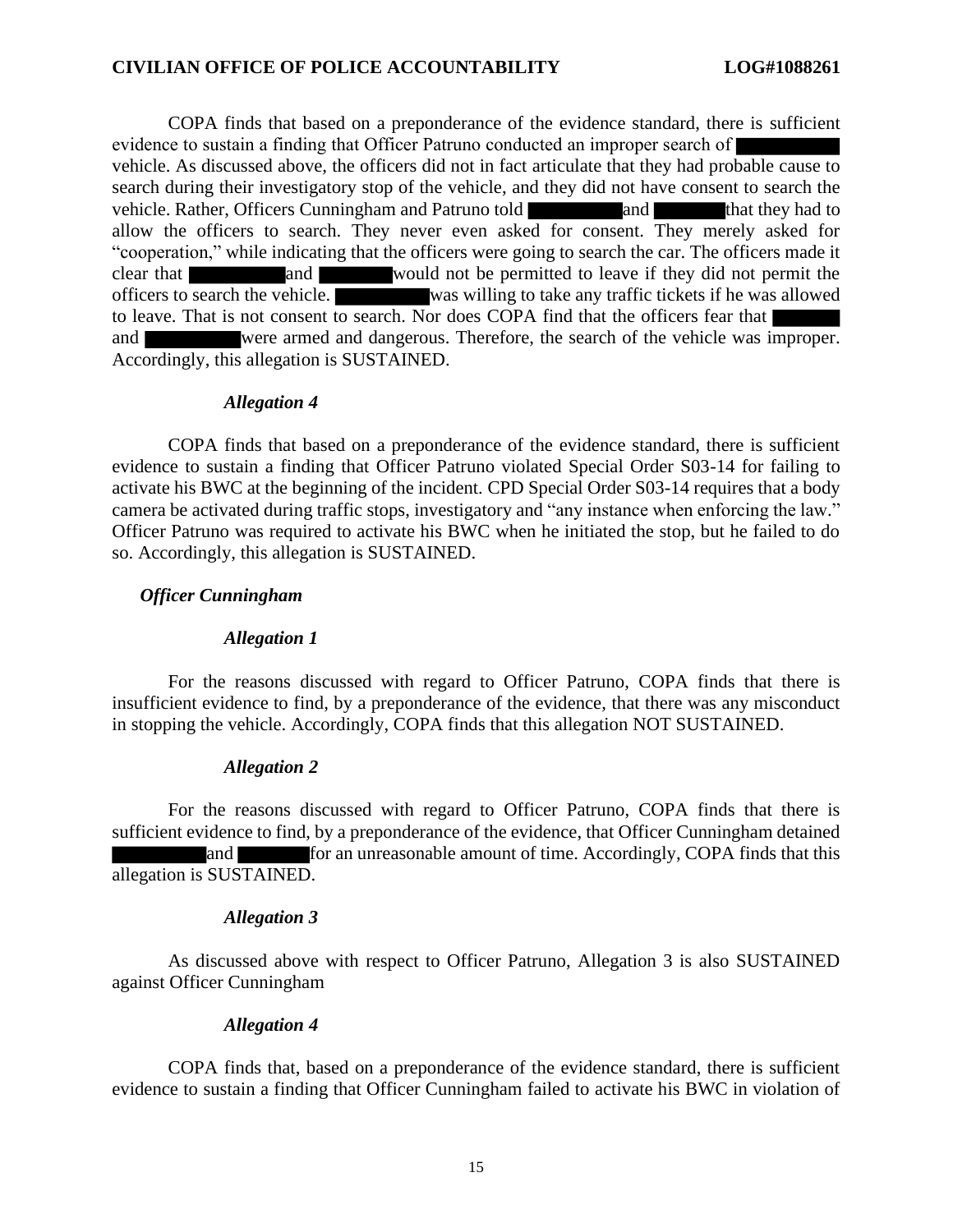COPA finds that based on a preponderance of the evidence standard, there is sufficient evidence to sustain a finding that Officer Patruno conducted an improper search of ███████ vehicle. As discussed above, the officers did not in fact articulate that they had probable cause to search during their investigatory stop of the vehicle, and they did not have consent to search the vehicle. Rather, Officers Cunningham and Patruno told ███████ and ██████ that they had to allow the officers to search. They never even asked for consent. They merely asked for "cooperation," while indicating that the officers were going to search the car. The officers made it clear that ███████ and ██████ would not be permitted to leave if they did not permit the officers to search the vehicle. ███████ was willing to take any traffic tickets if he was allowed to leave. That is not consent to search. Nor does COPA find that the officers fear that ██████ and ███████ were armed and dangerous. Therefore, the search of the vehicle was improper. Accordingly, this allegation is SUSTAINED.

***Allegation 4***

COPA finds that based on a preponderance of the evidence standard, there is sufficient evidence to sustain a finding that Officer Patruno violated Special Order S03-14 for failing to activate his BWC at the beginning of the incident. CPD Special Order S03-14 requires that a body camera be activated during traffic stops, investigatory and "any instance when enforcing the law." Officer Patruno was required to activate his BWC when he initiated the stop, but he failed to do so. Accordingly, this allegation is SUSTAINED.

***Officer Cunningham***

***Allegation 1***

For the reasons discussed with regard to Officer Patruno, COPA finds that there is insufficient evidence to find, by a preponderance of the evidence, that there was any misconduct in stopping the vehicle. Accordingly, COPA finds that this allegation NOT SUSTAINED.

***Allegation 2***

For the reasons discussed with regard to Officer Patruno, COPA finds that there is sufficient evidence to find, by a preponderance of the evidence, that Officer Cunningham detained ███████ and ██████ for an unreasonable amount of time. Accordingly, COPA finds that this allegation is SUSTAINED.

***Allegation 3***

As discussed above with respect to Officer Patruno, Allegation 3 is also SUSTAINED against Officer Cunningham

***Allegation 4***

COPA finds that, based on a preponderance of the evidence standard, there is sufficient evidence to sustain a finding that Officer Cunningham failed to activate his BWC in violation of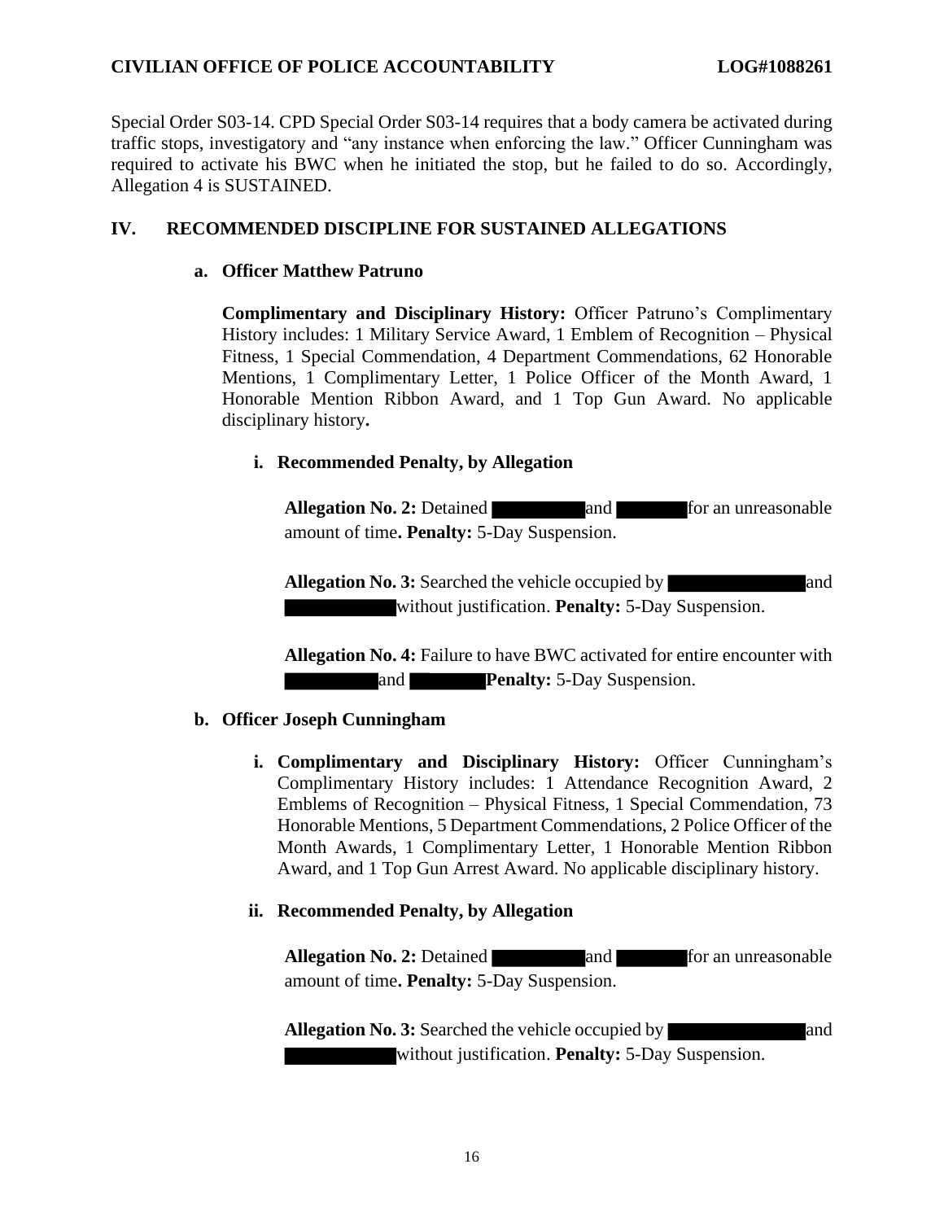Special Order S03-14. CPD Special Order S03-14 requires that a body camera be activated during traffic stops, investigatory and "any instance when enforcing the law." Officer Cunningham was required to activate his BWC when he initiated the stop, but he failed to do so. Accordingly, Allegation 4 is SUSTAINED.

## IV. RECOMMENDED DISCIPLINE FOR SUSTAINED ALLEGATIONS

### a. Officer Matthew Patruno

**Complimentary and Disciplinary History:** Officer Patruno's Complimentary History includes: 1 Military Service Award, 1 Emblem of Recognition – Physical Fitness, 1 Special Commendation, 4 Department Commendations, 62 Honorable Mentions, 1 Complimentary Letter, 1 Police Officer of the Month Award, 1 Honorable Mention Ribbon Award, and 1 Top Gun Award. No applicable disciplinary history**.**

#### i. Recommended Penalty, by Allegation

**Allegation No. 2:** Detained ████ and ████ for an unreasonable amount of time**. Penalty:** 5-Day Suspension.

**Allegation No. 3:** Searched the vehicle occupied by ████ and ████ without justification. **Penalty:** 5-Day Suspension.

**Allegation No. 4:** Failure to have BWC activated for entire encounter with ████ and ████ **Penalty:** 5-Day Suspension.

### b. Officer Joseph Cunningham

**i. Complimentary and Disciplinary History:** Officer Cunningham's Complimentary History includes: 1 Attendance Recognition Award, 2 Emblems of Recognition – Physical Fitness, 1 Special Commendation, 73 Honorable Mentions, 5 Department Commendations, 2 Police Officer of the Month Awards, 1 Complimentary Letter, 1 Honorable Mention Ribbon Award, and 1 Top Gun Arrest Award. No applicable disciplinary history.

#### ii. Recommended Penalty, by Allegation

**Allegation No. 2:** Detained ████ and ████ for an unreasonable amount of time**. Penalty:** 5-Day Suspension.

**Allegation No. 3:** Searched the vehicle occupied by ████ and ████ without justification. **Penalty:** 5-Day Suspension.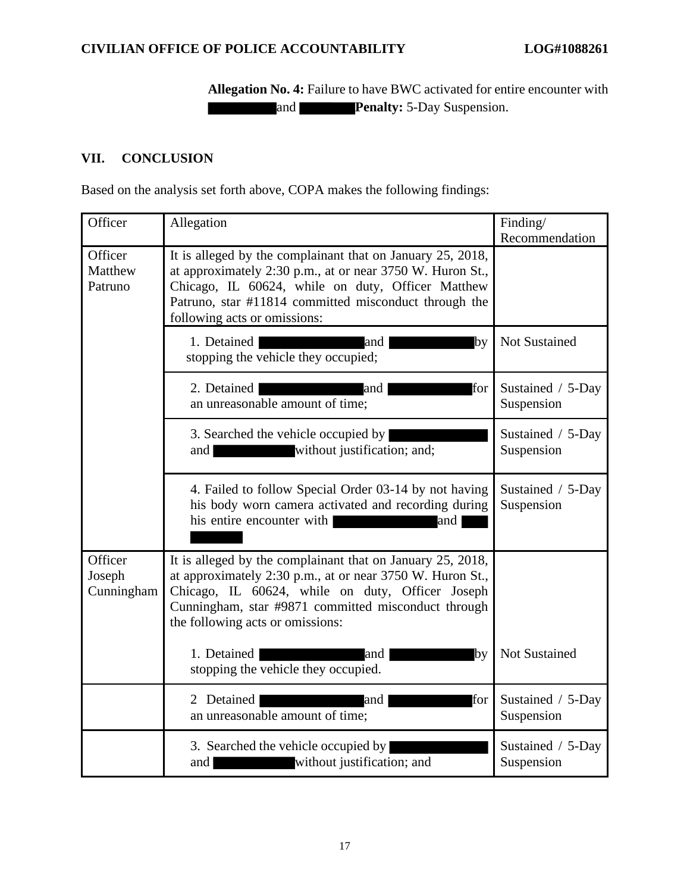**Allegation No. 4:** Failure to have BWC activated for entire encounter with ██████ and ██████ **Penalty:** 5-Day Suspension.

## VII. CONCLUSION

Based on the analysis set forth above, COPA makes the following findings:

| Officer | Allegation | Finding/ Recommendation |
|---|---|---|
| Officer Matthew Patruno | It is alleged by the complainant that on January 25, 2018, at approximately 2:30 p.m., at or near 3750 W. Huron St., Chicago, IL 60624, while on duty, Officer Matthew Patruno, star #11814 committed misconduct through the following acts or omissions: | |
| | 1. Detained ██████ and ██████ by stopping the vehicle they occupied; | Not Sustained |
| | 2. Detained ██████ and ██████ for an unreasonable amount of time; | Sustained / 5-Day Suspension |
| | 3. Searched the vehicle occupied by ██████ and ██████ without justification; and; | Sustained / 5-Day Suspension |
| | 4. Failed to follow Special Order 03-14 by not having his body worn camera activated and recording during his entire encounter with ██████ and ██████ | Sustained / 5-Day Suspension |
| Officer Joseph Cunningham | It is alleged by the complainant that on January 25, 2018, at approximately 2:30 p.m., at or near 3750 W. Huron St., Chicago, IL 60624, while on duty, Officer Joseph Cunningham, star #9871 committed misconduct through the following acts or omissions:<br><br>1. Detained ██████ and ██████ by stopping the vehicle they occupied. | Not Sustained |
| | 2 Detained ██████ and ██████ for an unreasonable amount of time; | Sustained / 5-Day Suspension |
| | 3. Searched the vehicle occupied by ██████ and ██████ without justification; and | Sustained / 5-Day Suspension |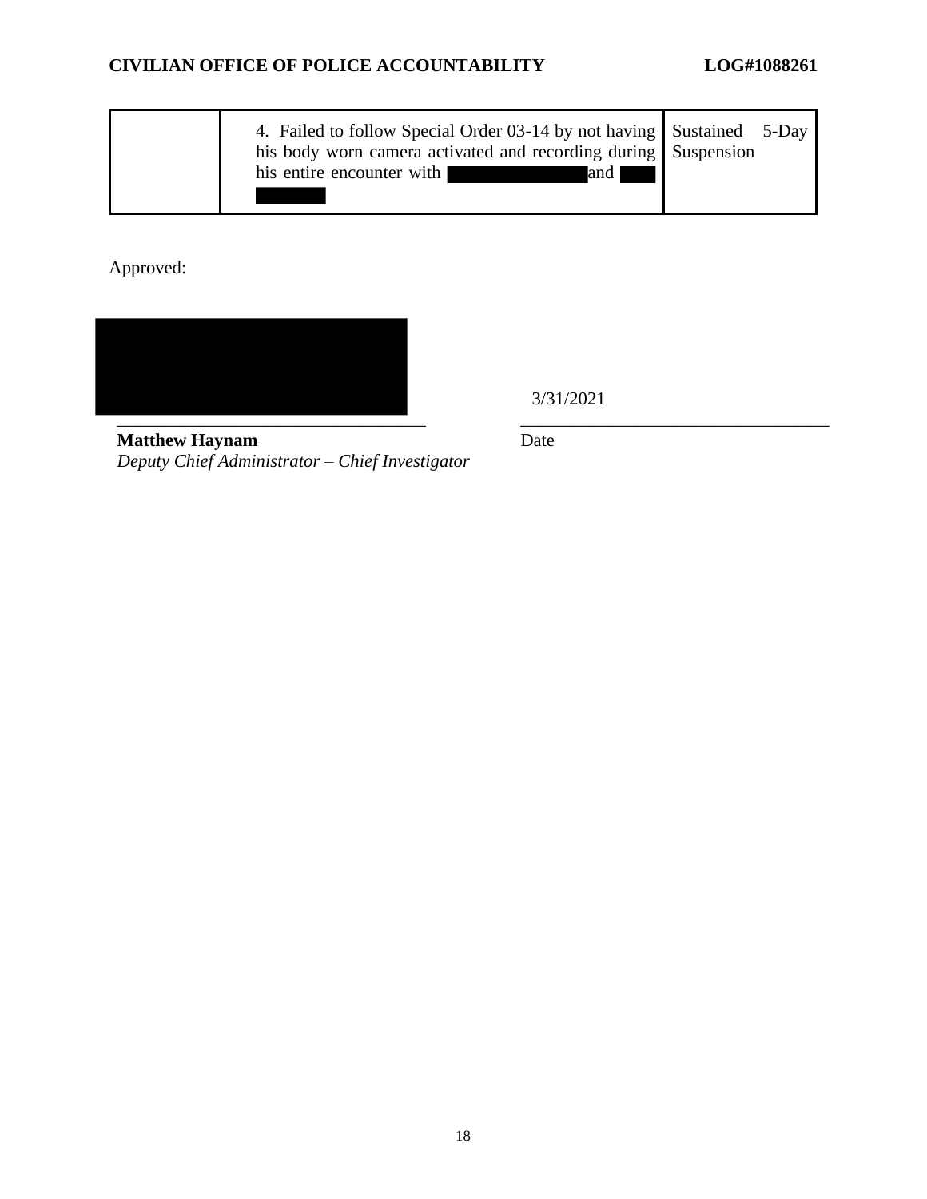| | | |
|---|---|---|
| | 4. Failed to follow Special Order 03-14 by not having his body worn camera activated and recording during his entire encounter with [REDACTED] and [REDACTED] | Sustained 5-Day Suspension |

Approved:

[REDACTED]

3/31/2021

**Matthew Haynam**
*Deputy Chief Administrator – Chief Investigator*

Date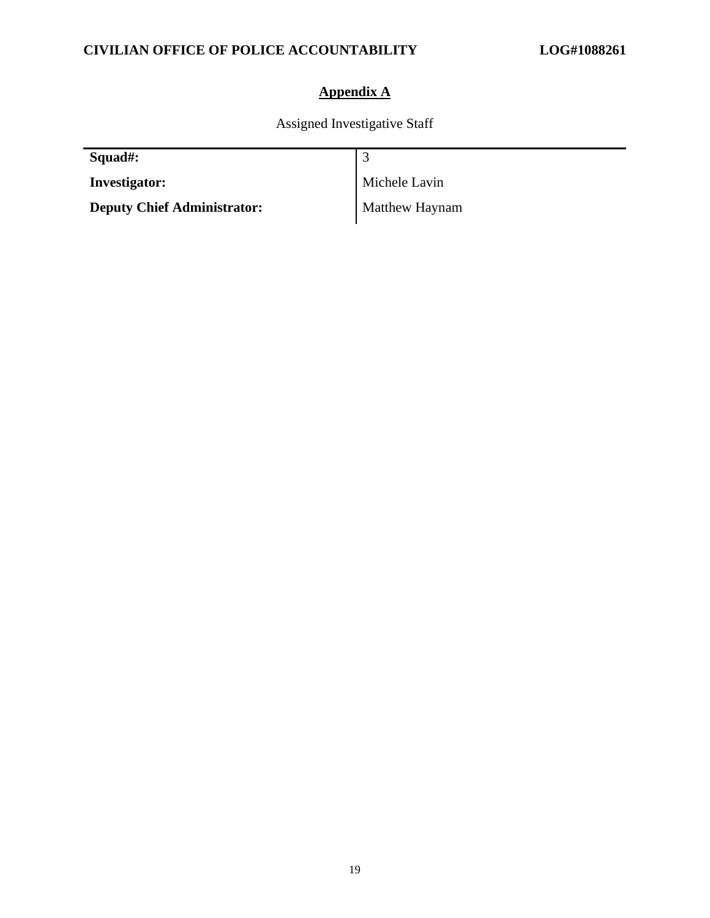## Appendix A

Assigned Investigative Staff

| | |
|---|---|
| **Squad#:** | 3 |
| **Investigator:** | Michele Lavin |
| **Deputy Chief Administrator:** | Matthew Haynam |